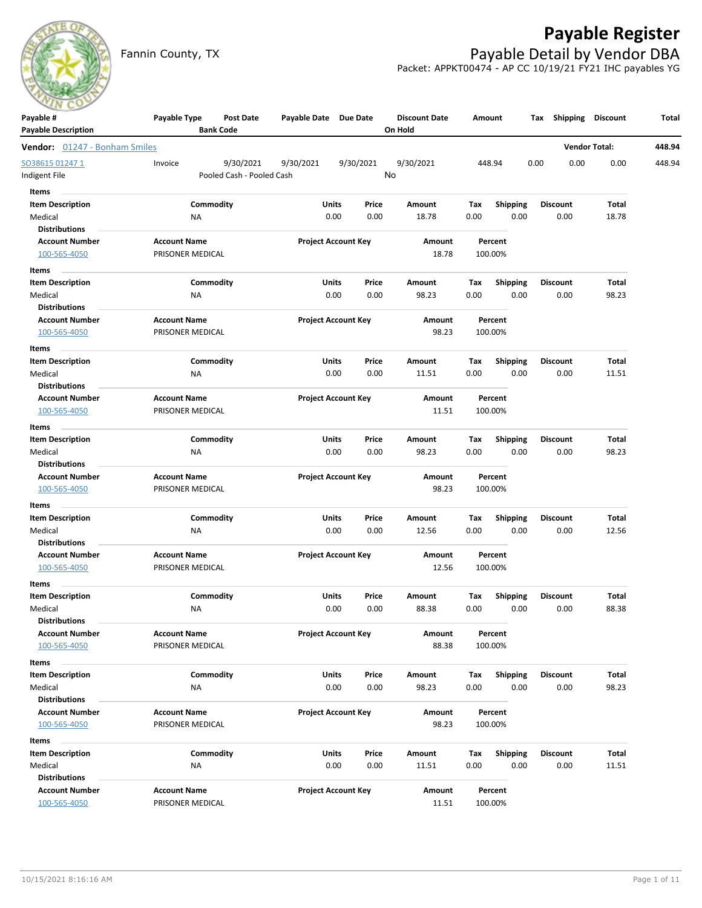# Payable Register

Fannin County, TX

## Payable Detail by Vendor DBA

Packet: APPKT00474 - AP CC 10/19/21 FY21 IHC payables YG

| Payable # / Payable Description | Payable Type | Post Date / Bank Code | Payable Date | Due Date | Discount Date / On Hold | Amount | Tax | Shipping | Discount | Total |
|---|---|---|---|---|---|---|---|---|---|---|

**Vendor:** 01247 - Bonham Smiles — **Vendor Total:** 448.94

| Payable # | Payable Type | Post Date | Payable Date | Due Date | Discount Date | Amount | Tax | Shipping | Discount | Total |
|---|---|---|---|---|---|---|---|---|---|---|
| SO38615 01247 1 | Invoice | 9/30/2021 | 9/30/2021 | 9/30/2021 | 9/30/2021 | 448.94 | 0.00 | 0.00 | 0.00 | 448.94 |
| Indigent File | | Pooled Cash - Pooled Cash | | | No | | | | | |

**Items**

| Item Description | Commodity | Units | Price | Amount | Tax | Shipping | Discount | Total |
|---|---|---|---|---|---|---|---|---|
| Medical | NA | 0.00 | 0.00 | 18.78 | 0.00 | 0.00 | 0.00 | 18.78 |

**Distributions**

| Account Number | Account Name | Project Account Key | Amount | Percent |
|---|---|---|---|---|
| 100-565-4050 | PRISONER MEDICAL | | 18.78 | 100.00% |

**Items**

| Item Description | Commodity | Units | Price | Amount | Tax | Shipping | Discount | Total |
|---|---|---|---|---|---|---|---|---|
| Medical | NA | 0.00 | 0.00 | 98.23 | 0.00 | 0.00 | 0.00 | 98.23 |

**Distributions**

| Account Number | Account Name | Project Account Key | Amount | Percent |
|---|---|---|---|---|
| 100-565-4050 | PRISONER MEDICAL | | 98.23 | 100.00% |

**Items**

| Item Description | Commodity | Units | Price | Amount | Tax | Shipping | Discount | Total |
|---|---|---|---|---|---|---|---|---|
| Medical | NA | 0.00 | 0.00 | 11.51 | 0.00 | 0.00 | 0.00 | 11.51 |

**Distributions**

| Account Number | Account Name | Project Account Key | Amount | Percent |
|---|---|---|---|---|
| 100-565-4050 | PRISONER MEDICAL | | 11.51 | 100.00% |

**Items**

| Item Description | Commodity | Units | Price | Amount | Tax | Shipping | Discount | Total |
|---|---|---|---|---|---|---|---|---|
| Medical | NA | 0.00 | 0.00 | 98.23 | 0.00 | 0.00 | 0.00 | 98.23 |

**Distributions**

| Account Number | Account Name | Project Account Key | Amount | Percent |
|---|---|---|---|---|
| 100-565-4050 | PRISONER MEDICAL | | 98.23 | 100.00% |

**Items**

| Item Description | Commodity | Units | Price | Amount | Tax | Shipping | Discount | Total |
|---|---|---|---|---|---|---|---|---|
| Medical | NA | 0.00 | 0.00 | 12.56 | 0.00 | 0.00 | 0.00 | 12.56 |

**Distributions**

| Account Number | Account Name | Project Account Key | Amount | Percent |
|---|---|---|---|---|
| 100-565-4050 | PRISONER MEDICAL | | 12.56 | 100.00% |

**Items**

| Item Description | Commodity | Units | Price | Amount | Tax | Shipping | Discount | Total |
|---|---|---|---|---|---|---|---|---|
| Medical | NA | 0.00 | 0.00 | 88.38 | 0.00 | 0.00 | 0.00 | 88.38 |

**Distributions**

| Account Number | Account Name | Project Account Key | Amount | Percent |
|---|---|---|---|---|
| 100-565-4050 | PRISONER MEDICAL | | 88.38 | 100.00% |

**Items**

| Item Description | Commodity | Units | Price | Amount | Tax | Shipping | Discount | Total |
|---|---|---|---|---|---|---|---|---|
| Medical | NA | 0.00 | 0.00 | 98.23 | 0.00 | 0.00 | 0.00 | 98.23 |

**Distributions**

| Account Number | Account Name | Project Account Key | Amount | Percent |
|---|---|---|---|---|
| 100-565-4050 | PRISONER MEDICAL | | 98.23 | 100.00% |

**Items**

| Item Description | Commodity | Units | Price | Amount | Tax | Shipping | Discount | Total |
|---|---|---|---|---|---|---|---|---|
| Medical | NA | 0.00 | 0.00 | 11.51 | 0.00 | 0.00 | 0.00 | 11.51 |

**Distributions**

| Account Number | Account Name | Project Account Key | Amount | Percent |
|---|---|---|---|---|
| 100-565-4050 | PRISONER MEDICAL | | 11.51 | 100.00% |

10/15/2021 8:16:16 AM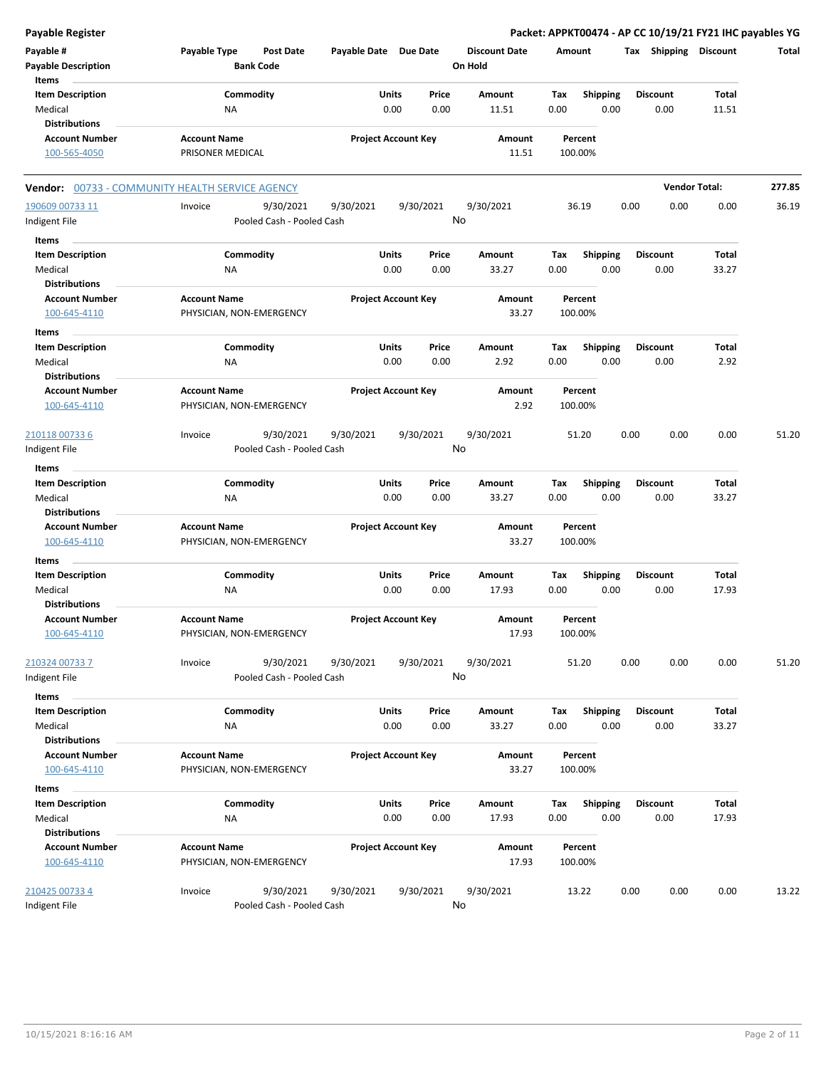**Payable Register** — **Packet: APPKT00474 - AP CC 10/19/21 FY21 IHC payables YG**

| Payable # | Payable Type | Post Date | Payable Date | Due Date | Discount Date | Amount | Tax | Shipping | Discount | Total |
|---|---|---|---|---|---|---|---|---|---|---|
| Payable Description | | Bank Code | | | On Hold | | | | | |

Items

| Item Description | Commodity | Units | Price | Amount | Tax | Shipping | Discount | Total |
|---|---|---|---|---|---|---|---|---|
| Medical | NA | 0.00 | 0.00 | 11.51 | 0.00 | 0.00 | 0.00 | 11.51 |

Distributions

| Account Number | Account Name | Project Account Key | Amount | Percent |
|---|---|---|---|---|
| 100-565-4050 | PRISONER MEDICAL | | 11.51 | 100.00% |

**Vendor:** 00733 - COMMUNITY HEALTH SERVICE AGENCY — **Vendor Total: 277.85**

| Payable # | Payable Type | Post Date | Payable Date | Due Date | Discount Date | Amount | Tax | Shipping | Discount | Total |
|---|---|---|---|---|---|---|---|---|---|---|
| 190609 00733 11 | Invoice | 9/30/2021 | 9/30/2021 | 9/30/2021 | 9/30/2021 | 36.19 | 0.00 | 0.00 | 0.00 | 36.19 |
| Indigent File | | Pooled Cash - Pooled Cash | | | No | | | | | |

Items

| Item Description | Commodity | Units | Price | Amount | Tax | Shipping | Discount | Total |
|---|---|---|---|---|---|---|---|---|
| Medical | NA | 0.00 | 0.00 | 33.27 | 0.00 | 0.00 | 0.00 | 33.27 |

Distributions

| Account Number | Account Name | Project Account Key | Amount | Percent |
|---|---|---|---|---|
| 100-645-4110 | PHYSICIAN, NON-EMERGENCY | | 33.27 | 100.00% |

Items

| Item Description | Commodity | Units | Price | Amount | Tax | Shipping | Discount | Total |
|---|---|---|---|---|---|---|---|---|
| Medical | NA | 0.00 | 0.00 | 2.92 | 0.00 | 0.00 | 0.00 | 2.92 |

Distributions

| Account Number | Account Name | Project Account Key | Amount | Percent |
|---|---|---|---|---|
| 100-645-4110 | PHYSICIAN, NON-EMERGENCY | | 2.92 | 100.00% |

| Payable # | Payable Type | Post Date | Payable Date | Due Date | Discount Date | Amount | Tax | Shipping | Discount | Total |
|---|---|---|---|---|---|---|---|---|---|---|
| 210118 00733 6 | Invoice | 9/30/2021 | 9/30/2021 | 9/30/2021 | 9/30/2021 | 51.20 | 0.00 | 0.00 | 0.00 | 51.20 |
| Indigent File | | Pooled Cash - Pooled Cash | | | No | | | | | |

Items

| Item Description | Commodity | Units | Price | Amount | Tax | Shipping | Discount | Total |
|---|---|---|---|---|---|---|---|---|
| Medical | NA | 0.00 | 0.00 | 33.27 | 0.00 | 0.00 | 0.00 | 33.27 |

Distributions

| Account Number | Account Name | Project Account Key | Amount | Percent |
|---|---|---|---|---|
| 100-645-4110 | PHYSICIAN, NON-EMERGENCY | | 33.27 | 100.00% |

Items

| Item Description | Commodity | Units | Price | Amount | Tax | Shipping | Discount | Total |
|---|---|---|---|---|---|---|---|---|
| Medical | NA | 0.00 | 0.00 | 17.93 | 0.00 | 0.00 | 0.00 | 17.93 |

Distributions

| Account Number | Account Name | Project Account Key | Amount | Percent |
|---|---|---|---|---|
| 100-645-4110 | PHYSICIAN, NON-EMERGENCY | | 17.93 | 100.00% |

| Payable # | Payable Type | Post Date | Payable Date | Due Date | Discount Date | Amount | Tax | Shipping | Discount | Total |
|---|---|---|---|---|---|---|---|---|---|---|
| 210324 00733 7 | Invoice | 9/30/2021 | 9/30/2021 | 9/30/2021 | 9/30/2021 | 51.20 | 0.00 | 0.00 | 0.00 | 51.20 |
| Indigent File | | Pooled Cash - Pooled Cash | | | No | | | | | |

Items

| Item Description | Commodity | Units | Price | Amount | Tax | Shipping | Discount | Total |
|---|---|---|---|---|---|---|---|---|
| Medical | NA | 0.00 | 0.00 | 33.27 | 0.00 | 0.00 | 0.00 | 33.27 |

Distributions

| Account Number | Account Name | Project Account Key | Amount | Percent |
|---|---|---|---|---|
| 100-645-4110 | PHYSICIAN, NON-EMERGENCY | | 33.27 | 100.00% |

Items

| Item Description | Commodity | Units | Price | Amount | Tax | Shipping | Discount | Total |
|---|---|---|---|---|---|---|---|---|
| Medical | NA | 0.00 | 0.00 | 17.93 | 0.00 | 0.00 | 0.00 | 17.93 |

Distributions

| Account Number | Account Name | Project Account Key | Amount | Percent |
|---|---|---|---|---|
| 100-645-4110 | PHYSICIAN, NON-EMERGENCY | | 17.93 | 100.00% |

| Payable # | Payable Type | Post Date | Payable Date | Due Date | Discount Date | Amount | Tax | Shipping | Discount | Total |
|---|---|---|---|---|---|---|---|---|---|---|
| 210425 00733 4 | Invoice | 9/30/2021 | 9/30/2021 | 9/30/2021 | 9/30/2021 | 13.22 | 0.00 | 0.00 | 0.00 | 13.22 |
| Indigent File | | Pooled Cash - Pooled Cash | | | No | | | | | |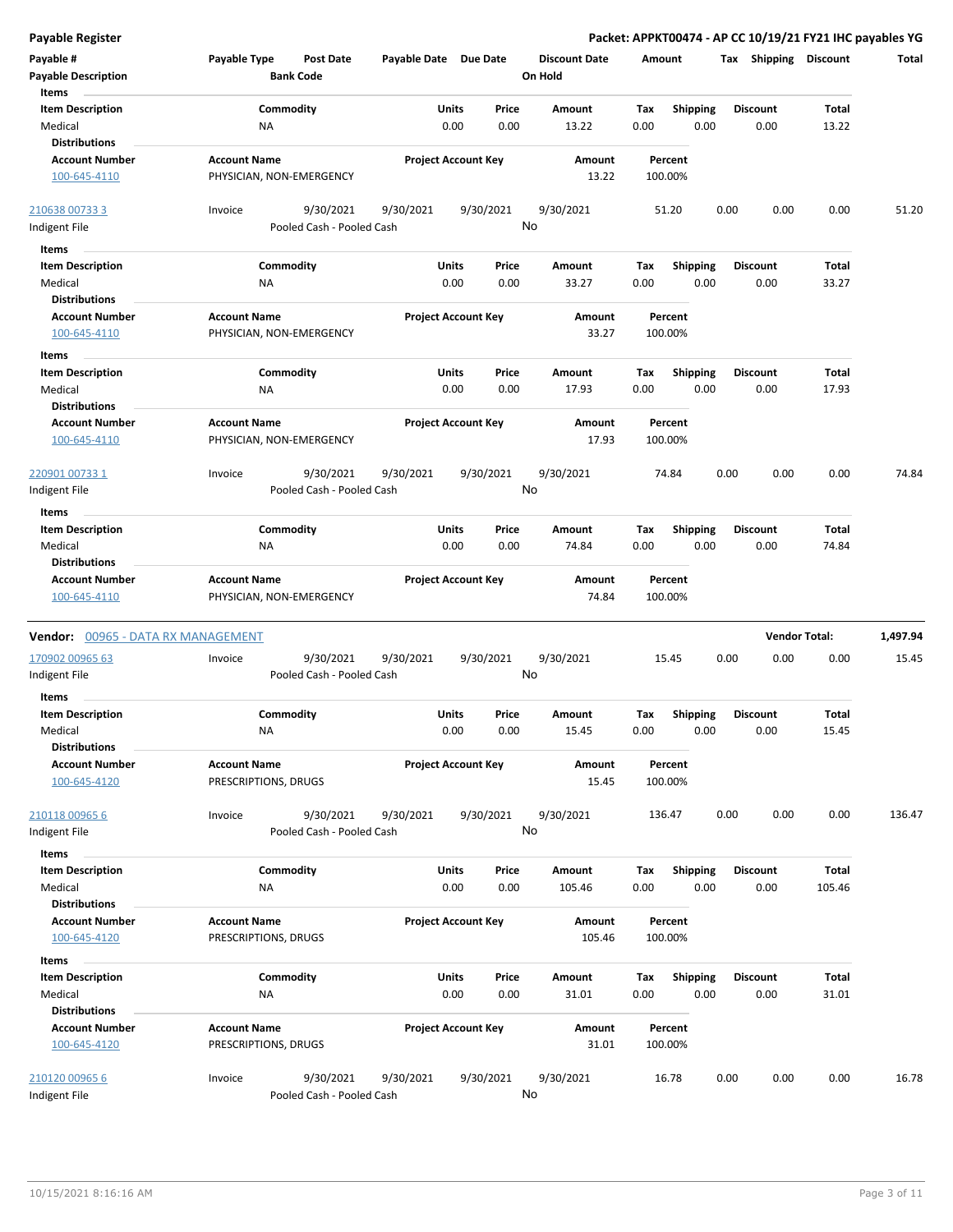| Payable # | Payable Type | Post Date | Payable Date | Due Date | Discount Date | Amount | Tax | Shipping | Discount | Total |
|---|---|---|---|---|---|---|---|---|---|---|
| Payable Description | | Bank Code | | | On Hold | | | | | |

**Items**

| Item Description | Commodity | Units | Price | Amount | Tax | Shipping | Discount | Total |
|---|---|---|---|---|---|---|---|---|
| Medical | NA | 0.00 | 0.00 | 13.22 | 0.00 | 0.00 | 0.00 | 13.22 |

**Distributions**

| Account Number | Account Name | Project Account Key | Amount | Percent |
|---|---|---|---|---|
| 100-645-4110 | PHYSICIAN, NON-EMERGENCY | | 13.22 | 100.00% |

| Payable # | Payable Type | Post Date | Payable Date | Due Date | Discount Date | Amount | Tax | Shipping | Discount | Total |
|---|---|---|---|---|---|---|---|---|---|---|
| 210638 00733 3 | Invoice | 9/30/2021 | 9/30/2021 | 9/30/2021 | 9/30/2021 | 51.20 | 0.00 | 0.00 | 0.00 | 51.20 |
| Indigent File | | Pooled Cash - Pooled Cash | | | No | | | | | |

**Items**

| Item Description | Commodity | Units | Price | Amount | Tax | Shipping | Discount | Total |
|---|---|---|---|---|---|---|---|---|
| Medical | NA | 0.00 | 0.00 | 33.27 | 0.00 | 0.00 | 0.00 | 33.27 |

**Distributions**

| Account Number | Account Name | Project Account Key | Amount | Percent |
|---|---|---|---|---|
| 100-645-4110 | PHYSICIAN, NON-EMERGENCY | | 33.27 | 100.00% |

**Items**

| Item Description | Commodity | Units | Price | Amount | Tax | Shipping | Discount | Total |
|---|---|---|---|---|---|---|---|---|
| Medical | NA | 0.00 | 0.00 | 17.93 | 0.00 | 0.00 | 0.00 | 17.93 |

**Distributions**

| Account Number | Account Name | Project Account Key | Amount | Percent |
|---|---|---|---|---|
| 100-645-4110 | PHYSICIAN, NON-EMERGENCY | | 17.93 | 100.00% |

| Payable # | Payable Type | Post Date | Payable Date | Due Date | Discount Date | Amount | Tax | Shipping | Discount | Total |
|---|---|---|---|---|---|---|---|---|---|---|
| 220901 00733 1 | Invoice | 9/30/2021 | 9/30/2021 | 9/30/2021 | 9/30/2021 | 74.84 | 0.00 | 0.00 | 0.00 | 74.84 |
| Indigent File | | Pooled Cash - Pooled Cash | | | No | | | | | |

**Items**

| Item Description | Commodity | Units | Price | Amount | Tax | Shipping | Discount | Total |
|---|---|---|---|---|---|---|---|---|
| Medical | NA | 0.00 | 0.00 | 74.84 | 0.00 | 0.00 | 0.00 | 74.84 |

**Distributions**

| Account Number | Account Name | Project Account Key | Amount | Percent |
|---|---|---|---|---|
| 100-645-4110 | PHYSICIAN, NON-EMERGENCY | | 74.84 | 100.00% |

**Vendor: 00965 - DATA RX MANAGEMENT** — **Vendor Total: 1,497.94**

| Payable # | Payable Type | Post Date | Payable Date | Due Date | Discount Date | Amount | Tax | Shipping | Discount | Total |
|---|---|---|---|---|---|---|---|---|---|---|
| 170902 00965 63 | Invoice | 9/30/2021 | 9/30/2021 | 9/30/2021 | 9/30/2021 | 15.45 | 0.00 | 0.00 | 0.00 | 15.45 |
| Indigent File | | Pooled Cash - Pooled Cash | | | No | | | | | |

**Items**

| Item Description | Commodity | Units | Price | Amount | Tax | Shipping | Discount | Total |
|---|---|---|---|---|---|---|---|---|
| Medical | NA | 0.00 | 0.00 | 15.45 | 0.00 | 0.00 | 0.00 | 15.45 |

**Distributions**

| Account Number | Account Name | Project Account Key | Amount | Percent |
|---|---|---|---|---|
| 100-645-4120 | PRESCRIPTIONS, DRUGS | | 15.45 | 100.00% |

| Payable # | Payable Type | Post Date | Payable Date | Due Date | Discount Date | Amount | Tax | Shipping | Discount | Total |
|---|---|---|---|---|---|---|---|---|---|---|
| 210118 00965 6 | Invoice | 9/30/2021 | 9/30/2021 | 9/30/2021 | 9/30/2021 | 136.47 | 0.00 | 0.00 | 0.00 | 136.47 |
| Indigent File | | Pooled Cash - Pooled Cash | | | No | | | | | |

**Items**

| Item Description | Commodity | Units | Price | Amount | Tax | Shipping | Discount | Total |
|---|---|---|---|---|---|---|---|---|
| Medical | NA | 0.00 | 0.00 | 105.46 | 0.00 | 0.00 | 0.00 | 105.46 |

**Distributions**

| Account Number | Account Name | Project Account Key | Amount | Percent |
|---|---|---|---|---|
| 100-645-4120 | PRESCRIPTIONS, DRUGS | | 105.46 | 100.00% |

**Items**

| Item Description | Commodity | Units | Price | Amount | Tax | Shipping | Discount | Total |
|---|---|---|---|---|---|---|---|---|
| Medical | NA | 0.00 | 0.00 | 31.01 | 0.00 | 0.00 | 0.00 | 31.01 |

**Distributions**

| Account Number | Account Name | Project Account Key | Amount | Percent |
|---|---|---|---|---|
| 100-645-4120 | PRESCRIPTIONS, DRUGS | | 31.01 | 100.00% |

| Payable # | Payable Type | Post Date | Payable Date | Due Date | Discount Date | Amount | Tax | Shipping | Discount | Total |
|---|---|---|---|---|---|---|---|---|---|---|
| 210120 00965 6 | Invoice | 9/30/2021 | 9/30/2021 | 9/30/2021 | 9/30/2021 | 16.78 | 0.00 | 0.00 | 0.00 | 16.78 |
| Indigent File | | Pooled Cash - Pooled Cash | | | No | | | | | |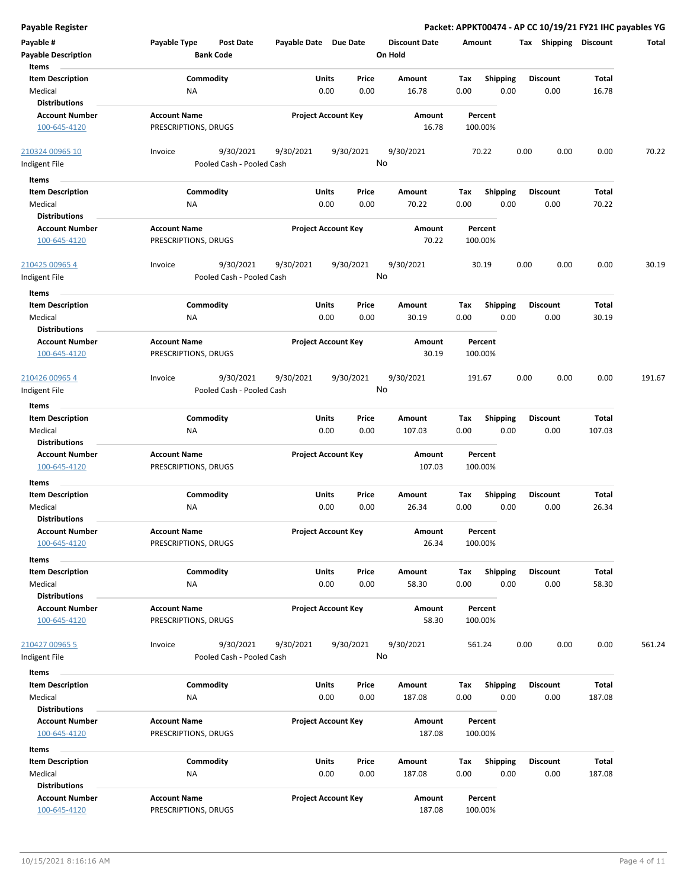# Payable Register

**Packet: APPKT00474 - AP CC 10/19/21 FY21 IHC payables YG**

| Payable # | Payable Type | Post Date | Payable Date | Due Date | Discount Date | Amount | Tax | Shipping | Discount | Total |
|---|---|---|---|---|---|---|---|---|---|---|
| **Payable Description** | | **Bank Code** | | | **On Hold** | | | | | |

**Items**

| Item Description | Commodity | Units | Price | Amount | Tax | Shipping | Discount | Total |
|---|---|---|---|---|---|---|---|---|
| Medical | NA | 0.00 | 0.00 | 16.78 | 0.00 | 0.00 | 0.00 | 16.78 |

**Distributions**

| Account Number | Account Name | Project Account Key | Amount | Percent |
|---|---|---|---|---|
| 100-645-4120 | PRESCRIPTIONS, DRUGS | | 16.78 | 100.00% |

| Payable # | Payable Type | Post Date | Payable Date | Due Date | Discount Date | Amount | Tax | Shipping | Discount | Total |
|---|---|---|---|---|---|---|---|---|---|---|
| 210324 00965 10 | Invoice | 9/30/2021 | 9/30/2021 | 9/30/2021 | 9/30/2021 | 70.22 | 0.00 | 0.00 | 0.00 | 70.22 |
| Indigent File | | Pooled Cash - Pooled Cash | | | No | | | | | |

**Items**

| Item Description | Commodity | Units | Price | Amount | Tax | Shipping | Discount | Total |
|---|---|---|---|---|---|---|---|---|
| Medical | NA | 0.00 | 0.00 | 70.22 | 0.00 | 0.00 | 0.00 | 70.22 |

**Distributions**

| Account Number | Account Name | Project Account Key | Amount | Percent |
|---|---|---|---|---|
| 100-645-4120 | PRESCRIPTIONS, DRUGS | | 70.22 | 100.00% |

| Payable # | Payable Type | Post Date | Payable Date | Due Date | Discount Date | Amount | Tax | Shipping | Discount | Total |
|---|---|---|---|---|---|---|---|---|---|---|
| 210425 00965 4 | Invoice | 9/30/2021 | 9/30/2021 | 9/30/2021 | 9/30/2021 | 30.19 | 0.00 | 0.00 | 0.00 | 30.19 |
| Indigent File | | Pooled Cash - Pooled Cash | | | No | | | | | |

**Items**

| Item Description | Commodity | Units | Price | Amount | Tax | Shipping | Discount | Total |
|---|---|---|---|---|---|---|---|---|
| Medical | NA | 0.00 | 0.00 | 30.19 | 0.00 | 0.00 | 0.00 | 30.19 |

**Distributions**

| Account Number | Account Name | Project Account Key | Amount | Percent |
|---|---|---|---|---|
| 100-645-4120 | PRESCRIPTIONS, DRUGS | | 30.19 | 100.00% |

| Payable # | Payable Type | Post Date | Payable Date | Due Date | Discount Date | Amount | Tax | Shipping | Discount | Total |
|---|---|---|---|---|---|---|---|---|---|---|
| 210426 00965 4 | Invoice | 9/30/2021 | 9/30/2021 | 9/30/2021 | 9/30/2021 | 191.67 | 0.00 | 0.00 | 0.00 | 191.67 |
| Indigent File | | Pooled Cash - Pooled Cash | | | No | | | | | |

**Items**

| Item Description | Commodity | Units | Price | Amount | Tax | Shipping | Discount | Total |
|---|---|---|---|---|---|---|---|---|
| Medical | NA | 0.00 | 0.00 | 107.03 | 0.00 | 0.00 | 0.00 | 107.03 |

**Distributions**

| Account Number | Account Name | Project Account Key | Amount | Percent |
|---|---|---|---|---|
| 100-645-4120 | PRESCRIPTIONS, DRUGS | | 107.03 | 100.00% |

**Items**

| Item Description | Commodity | Units | Price | Amount | Tax | Shipping | Discount | Total |
|---|---|---|---|---|---|---|---|---|
| Medical | NA | 0.00 | 0.00 | 26.34 | 0.00 | 0.00 | 0.00 | 26.34 |

**Distributions**

| Account Number | Account Name | Project Account Key | Amount | Percent |
|---|---|---|---|---|
| 100-645-4120 | PRESCRIPTIONS, DRUGS | | 26.34 | 100.00% |

**Items**

| Item Description | Commodity | Units | Price | Amount | Tax | Shipping | Discount | Total |
|---|---|---|---|---|---|---|---|---|
| Medical | NA | 0.00 | 0.00 | 58.30 | 0.00 | 0.00 | 0.00 | 58.30 |

**Distributions**

| Account Number | Account Name | Project Account Key | Amount | Percent |
|---|---|---|---|---|
| 100-645-4120 | PRESCRIPTIONS, DRUGS | | 58.30 | 100.00% |

| Payable # | Payable Type | Post Date | Payable Date | Due Date | Discount Date | Amount | Tax | Shipping | Discount | Total |
|---|---|---|---|---|---|---|---|---|---|---|
| 210427 00965 5 | Invoice | 9/30/2021 | 9/30/2021 | 9/30/2021 | 9/30/2021 | 561.24 | 0.00 | 0.00 | 0.00 | 561.24 |
| Indigent File | | Pooled Cash - Pooled Cash | | | No | | | | | |

**Items**

| Item Description | Commodity | Units | Price | Amount | Tax | Shipping | Discount | Total |
|---|---|---|---|---|---|---|---|---|
| Medical | NA | 0.00 | 0.00 | 187.08 | 0.00 | 0.00 | 0.00 | 187.08 |

**Distributions**

| Account Number | Account Name | Project Account Key | Amount | Percent |
|---|---|---|---|---|
| 100-645-4120 | PRESCRIPTIONS, DRUGS | | 187.08 | 100.00% |

**Items**

| Item Description | Commodity | Units | Price | Amount | Tax | Shipping | Discount | Total |
|---|---|---|---|---|---|---|---|---|
| Medical | NA | 0.00 | 0.00 | 187.08 | 0.00 | 0.00 | 0.00 | 187.08 |

**Distributions**

| Account Number | Account Name | Project Account Key | Amount | Percent |
|---|---|---|---|---|
| 100-645-4120 | PRESCRIPTIONS, DRUGS | | 187.08 | 100.00% |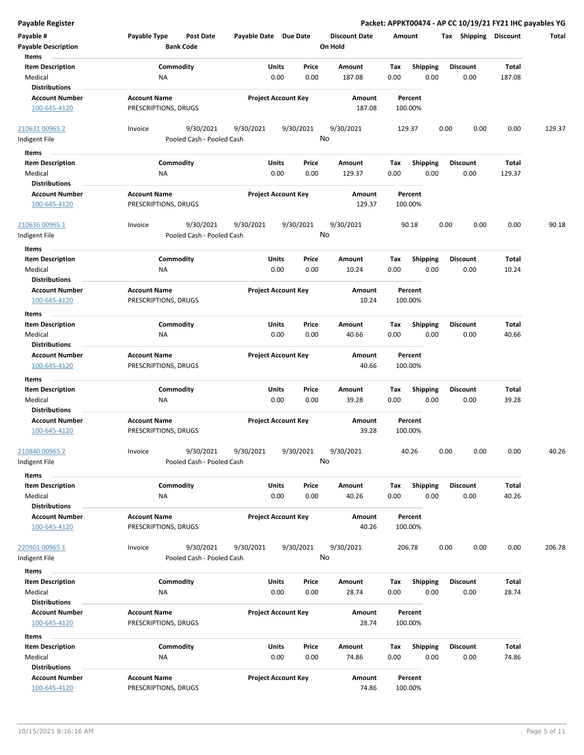**Payable Register** — **Packet: APPKT00474 - AP CC 10/19/21 FY21 IHC payables YG**

| Payable # | Payable Type | Post Date | Payable Date | Due Date | Discount Date | Amount | Tax | Shipping | Discount | Total |
|---|---|---|---|---|---|---|---|---|---|---|
| **Payable Description** | | **Bank Code** | | | **On Hold** | | | | | |

**Items**

| Item Description | Commodity | Units | Price | Amount | Tax | Shipping | Discount | Total |
|---|---|---|---|---|---|---|---|---|
| Medical | NA | 0.00 | 0.00 | 187.08 | 0.00 | 0.00 | 0.00 | 187.08 |

**Distributions**

| Account Number | Account Name | Project Account Key | Amount | Percent |
|---|---|---|---|---|
| 100-645-4120 | PRESCRIPTIONS, DRUGS | | 187.08 | 100.00% |

| Payable # | Payable Type | Post Date | Payable Date | Due Date | Discount Date | Amount | Tax | Shipping | Discount | Total |
|---|---|---|---|---|---|---|---|---|---|---|
| 210631 00965 2 | Invoice | 9/30/2021 | 9/30/2021 | 9/30/2021 | 9/30/2021 | 129.37 | 0.00 | 0.00 | 0.00 | 129.37 |
| Indigent File | | Pooled Cash - Pooled Cash | | | No | | | | | |

**Items**

| Item Description | Commodity | Units | Price | Amount | Tax | Shipping | Discount | Total |
|---|---|---|---|---|---|---|---|---|
| Medical | NA | 0.00 | 0.00 | 129.37 | 0.00 | 0.00 | 0.00 | 129.37 |

**Distributions**

| Account Number | Account Name | Project Account Key | Amount | Percent |
|---|---|---|---|---|
| 100-645-4120 | PRESCRIPTIONS, DRUGS | | 129.37 | 100.00% |

| Payable # | Payable Type | Post Date | Payable Date | Due Date | Discount Date | Amount | Tax | Shipping | Discount | Total |
|---|---|---|---|---|---|---|---|---|---|---|
| 210636 00965 1 | Invoice | 9/30/2021 | 9/30/2021 | 9/30/2021 | 9/30/2021 | 90.18 | 0.00 | 0.00 | 0.00 | 90.18 |
| Indigent File | | Pooled Cash - Pooled Cash | | | No | | | | | |

**Items**

| Item Description | Commodity | Units | Price | Amount | Tax | Shipping | Discount | Total |
|---|---|---|---|---|---|---|---|---|
| Medical | NA | 0.00 | 0.00 | 10.24 | 0.00 | 0.00 | 0.00 | 10.24 |

**Distributions**

| Account Number | Account Name | Project Account Key | Amount | Percent |
|---|---|---|---|---|
| 100-645-4120 | PRESCRIPTIONS, DRUGS | | 10.24 | 100.00% |

**Items**

| Item Description | Commodity | Units | Price | Amount | Tax | Shipping | Discount | Total |
|---|---|---|---|---|---|---|---|---|
| Medical | NA | 0.00 | 0.00 | 40.66 | 0.00 | 0.00 | 0.00 | 40.66 |

**Distributions**

| Account Number | Account Name | Project Account Key | Amount | Percent |
|---|---|---|---|---|
| 100-645-4120 | PRESCRIPTIONS, DRUGS | | 40.66 | 100.00% |

**Items**

| Item Description | Commodity | Units | Price | Amount | Tax | Shipping | Discount | Total |
|---|---|---|---|---|---|---|---|---|
| Medical | NA | 0.00 | 0.00 | 39.28 | 0.00 | 0.00 | 0.00 | 39.28 |

**Distributions**

| Account Number | Account Name | Project Account Key | Amount | Percent |
|---|---|---|---|---|
| 100-645-4120 | PRESCRIPTIONS, DRUGS | | 39.28 | 100.00% |

| Payable # | Payable Type | Post Date | Payable Date | Due Date | Discount Date | Amount | Tax | Shipping | Discount | Total |
|---|---|---|---|---|---|---|---|---|---|---|
| 210840 00965 2 | Invoice | 9/30/2021 | 9/30/2021 | 9/30/2021 | 9/30/2021 | 40.26 | 0.00 | 0.00 | 0.00 | 40.26 |
| Indigent File | | Pooled Cash - Pooled Cash | | | No | | | | | |

**Items**

| Item Description | Commodity | Units | Price | Amount | Tax | Shipping | Discount | Total |
|---|---|---|---|---|---|---|---|---|
| Medical | NA | 0.00 | 0.00 | 40.26 | 0.00 | 0.00 | 0.00 | 40.26 |

**Distributions**

| Account Number | Account Name | Project Account Key | Amount | Percent |
|---|---|---|---|---|
| 100-645-4120 | PRESCRIPTIONS, DRUGS | | 40.26 | 100.00% |

| Payable # | Payable Type | Post Date | Payable Date | Due Date | Discount Date | Amount | Tax | Shipping | Discount | Total |
|---|---|---|---|---|---|---|---|---|---|---|
| 220901 00965 1 | Invoice | 9/30/2021 | 9/30/2021 | 9/30/2021 | 9/30/2021 | 206.78 | 0.00 | 0.00 | 0.00 | 206.78 |
| Indigent File | | Pooled Cash - Pooled Cash | | | No | | | | | |

**Items**

| Item Description | Commodity | Units | Price | Amount | Tax | Shipping | Discount | Total |
|---|---|---|---|---|---|---|---|---|
| Medical | NA | 0.00 | 0.00 | 28.74 | 0.00 | 0.00 | 0.00 | 28.74 |

**Distributions**

| Account Number | Account Name | Project Account Key | Amount | Percent |
|---|---|---|---|---|
| 100-645-4120 | PRESCRIPTIONS, DRUGS | | 28.74 | 100.00% |

**Items**

| Item Description | Commodity | Units | Price | Amount | Tax | Shipping | Discount | Total |
|---|---|---|---|---|---|---|---|---|
| Medical | NA | 0.00 | 0.00 | 74.86 | 0.00 | 0.00 | 0.00 | 74.86 |

**Distributions**

| Account Number | Account Name | Project Account Key | Amount | Percent |
|---|---|---|---|---|
| 100-645-4120 | PRESCRIPTIONS, DRUGS | | 74.86 | 100.00% |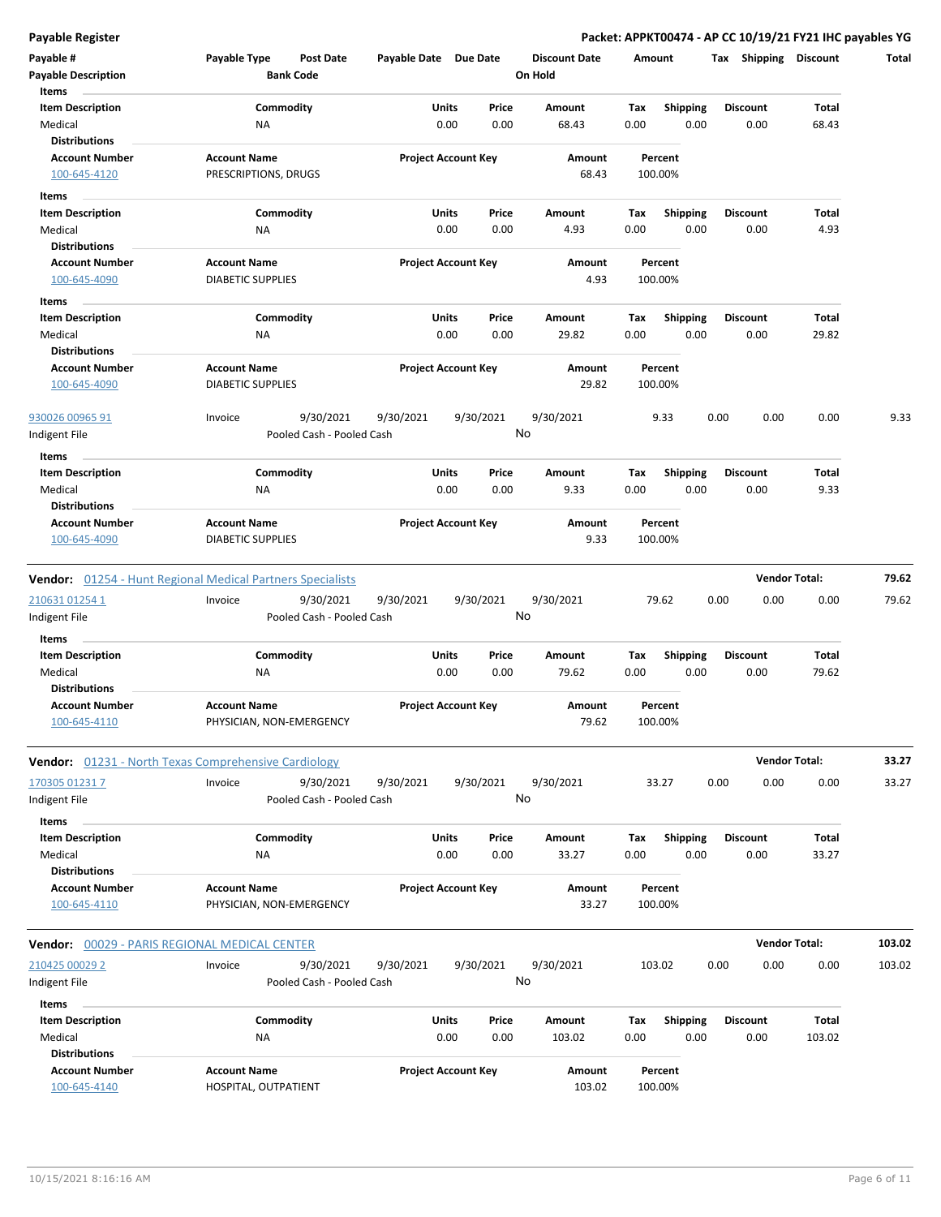**Payable Register** — Packet: APPKT00474 - AP CC 10/19/21 FY21 IHC payables YG

| Payable # | Payable Type | Post Date | Payable Date | Due Date | Discount Date | Amount | Tax | Shipping | Discount | Total |
|---|---|---|---|---|---|---|---|---|---|---|
| Payable Description | | Bank Code | | | On Hold | | | | | |

**Items**

| Item Description | Commodity | Units | Price | Amount | Tax | Shipping | Discount | Total |
|---|---|---|---|---|---|---|---|---|
| Medical | NA | 0.00 | 0.00 | 68.43 | 0.00 | 0.00 | 0.00 | 68.43 |

**Distributions**

| Account Number | Account Name | Project Account Key | Amount | Percent |
|---|---|---|---|---|
| 100-645-4120 | PRESCRIPTIONS, DRUGS | | 68.43 | 100.00% |

**Items**

| Item Description | Commodity | Units | Price | Amount | Tax | Shipping | Discount | Total |
|---|---|---|---|---|---|---|---|---|
| Medical | NA | 0.00 | 0.00 | 4.93 | 0.00 | 0.00 | 0.00 | 4.93 |

**Distributions**

| Account Number | Account Name | Project Account Key | Amount | Percent |
|---|---|---|---|---|
| 100-645-4090 | DIABETIC SUPPLIES | | 4.93 | 100.00% |

**Items**

| Item Description | Commodity | Units | Price | Amount | Tax | Shipping | Discount | Total |
|---|---|---|---|---|---|---|---|---|
| Medical | NA | 0.00 | 0.00 | 29.82 | 0.00 | 0.00 | 0.00 | 29.82 |

**Distributions**

| Account Number | Account Name | Project Account Key | Amount | Percent |
|---|---|---|---|---|
| 100-645-4090 | DIABETIC SUPPLIES | | 29.82 | 100.00% |

| Payable # | Payable Type | Post Date | Payable Date | Due Date | Discount Date | Amount | Tax | Shipping | Discount | Total |
|---|---|---|---|---|---|---|---|---|---|---|
| 930026 00965 91 | Invoice | 9/30/2021 | 9/30/2021 | 9/30/2021 | 9/30/2021 | 9.33 | 0.00 | 0.00 | 0.00 | 9.33 |
| Indigent File | | Pooled Cash - Pooled Cash | | | No | | | | | |

**Items**

| Item Description | Commodity | Units | Price | Amount | Tax | Shipping | Discount | Total |
|---|---|---|---|---|---|---|---|---|
| Medical | NA | 0.00 | 0.00 | 9.33 | 0.00 | 0.00 | 0.00 | 9.33 |

**Distributions**

| Account Number | Account Name | Project Account Key | Amount | Percent |
|---|---|---|---|---|
| 100-645-4090 | DIABETIC SUPPLIES | | 9.33 | 100.00% |

**Vendor:** 01254 - Hunt Regional Medical Partners Specialists — **Vendor Total: 79.62**

| Payable # | Payable Type | Post Date | Payable Date | Due Date | Discount Date | Amount | Tax | Shipping | Discount | Total |
|---|---|---|---|---|---|---|---|---|---|---|
| 210631 01254 1 | Invoice | 9/30/2021 | 9/30/2021 | 9/30/2021 | 9/30/2021 | 79.62 | 0.00 | 0.00 | 0.00 | 79.62 |
| Indigent File | | Pooled Cash - Pooled Cash | | | No | | | | | |

**Items**

| Item Description | Commodity | Units | Price | Amount | Tax | Shipping | Discount | Total |
|---|---|---|---|---|---|---|---|---|
| Medical | NA | 0.00 | 0.00 | 79.62 | 0.00 | 0.00 | 0.00 | 79.62 |

**Distributions**

| Account Number | Account Name | Project Account Key | Amount | Percent |
|---|---|---|---|---|
| 100-645-4110 | PHYSICIAN, NON-EMERGENCY | | 79.62 | 100.00% |

**Vendor:** 01231 - North Texas Comprehensive Cardiology — **Vendor Total: 33.27**

| Payable # | Payable Type | Post Date | Payable Date | Due Date | Discount Date | Amount | Tax | Shipping | Discount | Total |
|---|---|---|---|---|---|---|---|---|---|---|
| 170305 01231 7 | Invoice | 9/30/2021 | 9/30/2021 | 9/30/2021 | 9/30/2021 | 33.27 | 0.00 | 0.00 | 0.00 | 33.27 |
| Indigent File | | Pooled Cash - Pooled Cash | | | No | | | | | |

**Items**

| Item Description | Commodity | Units | Price | Amount | Tax | Shipping | Discount | Total |
|---|---|---|---|---|---|---|---|---|
| Medical | NA | 0.00 | 0.00 | 33.27 | 0.00 | 0.00 | 0.00 | 33.27 |

**Distributions**

| Account Number | Account Name | Project Account Key | Amount | Percent |
|---|---|---|---|---|
| 100-645-4110 | PHYSICIAN, NON-EMERGENCY | | 33.27 | 100.00% |

**Vendor:** 00029 - PARIS REGIONAL MEDICAL CENTER — **Vendor Total: 103.02**

| Payable # | Payable Type | Post Date | Payable Date | Due Date | Discount Date | Amount | Tax | Shipping | Discount | Total |
|---|---|---|---|---|---|---|---|---|---|---|
| 210425 00029 2 | Invoice | 9/30/2021 | 9/30/2021 | 9/30/2021 | 9/30/2021 | 103.02 | 0.00 | 0.00 | 0.00 | 103.02 |
| Indigent File | | Pooled Cash - Pooled Cash | | | No | | | | | |

**Items**

| Item Description | Commodity | Units | Price | Amount | Tax | Shipping | Discount | Total |
|---|---|---|---|---|---|---|---|---|
| Medical | NA | 0.00 | 0.00 | 103.02 | 0.00 | 0.00 | 0.00 | 103.02 |

**Distributions**

| Account Number | Account Name | Project Account Key | Amount | Percent |
|---|---|---|---|---|
| 100-645-4140 | HOSPITAL, OUTPATIENT | | 103.02 | 100.00% |

10/15/2021 8:16:16 AM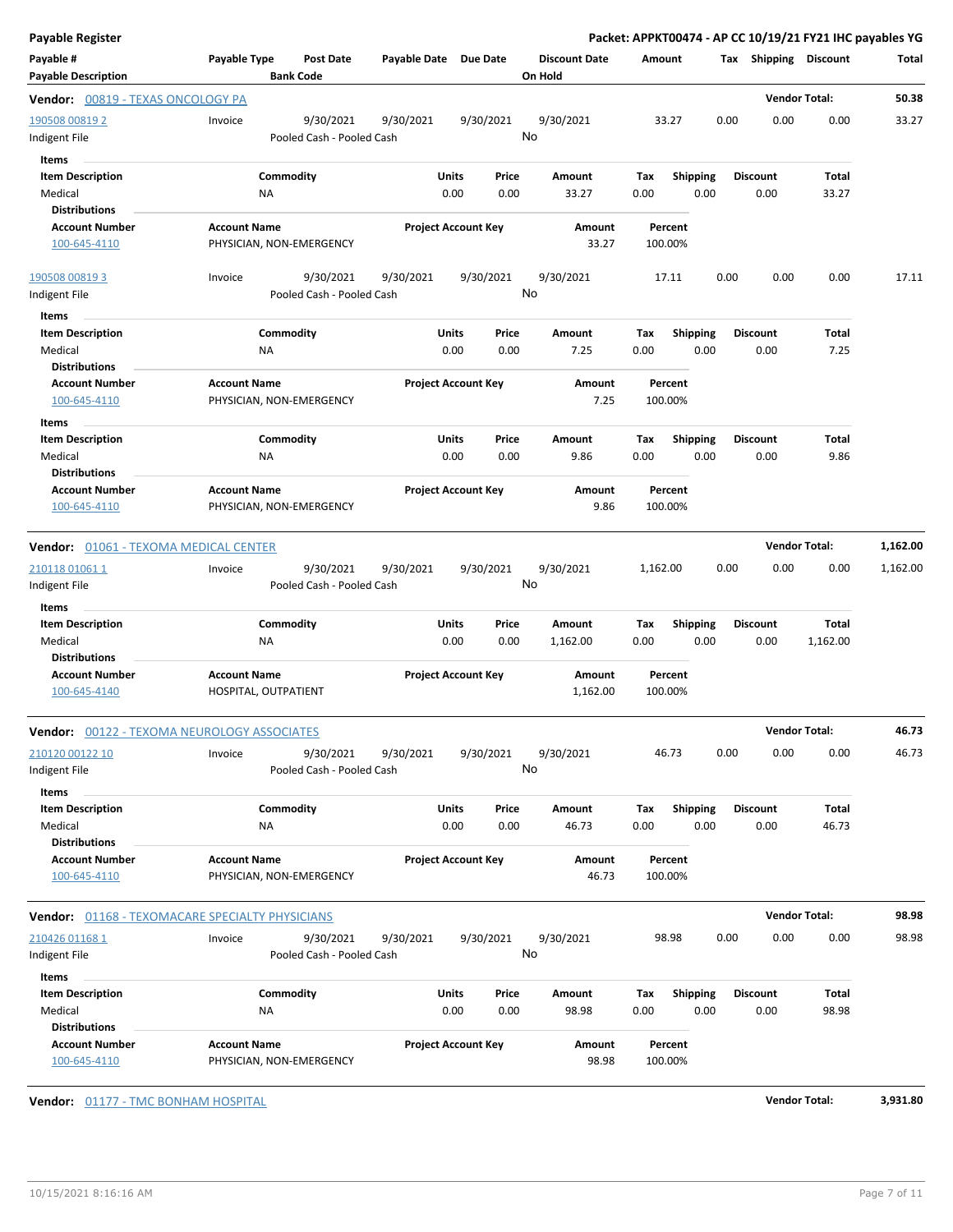**Payable Register** — **Packet: APPKT00474 - AP CC 10/19/21 FY21 IHC payables YG**

| Payable # | Payable Type | Post Date | Payable Date | Due Date | Discount Date | Amount | Tax | Shipping | Discount | Total |
|---|---|---|---|---|---|---|---|---|---|---|
| **Payable Description** | | **Bank Code** | | | **On Hold** | | | | | |

**Vendor: 00819 - TEXAS ONCOLOGY PA** — **Vendor Total: 50.38**

| Payable # | Payable Type | Post Date | Payable Date | Due Date | Discount Date | Amount | Tax | Shipping | Discount | Total |
|---|---|---|---|---|---|---|---|---|---|---|
| 190508 00819 2 | Invoice | 9/30/2021 | 9/30/2021 | 9/30/2021 | 9/30/2021 | 33.27 | 0.00 | 0.00 | 0.00 | 33.27 |
| Indigent File | | Pooled Cash - Pooled Cash | | | No | | | | | |

Items

| Item Description | Commodity | Units | Price | Amount | Tax | Shipping | Discount | Total |
|---|---|---|---|---|---|---|---|---|
| Medical | NA | 0.00 | 0.00 | 33.27 | 0.00 | 0.00 | 0.00 | 33.27 |

Distributions

| Account Number | Account Name | Project Account Key | Amount | Percent |
|---|---|---|---|---|
| 100-645-4110 | PHYSICIAN, NON-EMERGENCY | | 33.27 | 100.00% |

| Payable # | Payable Type | Post Date | Payable Date | Due Date | Discount Date | Amount | Tax | Shipping | Discount | Total |
|---|---|---|---|---|---|---|---|---|---|---|
| 190508 00819 3 | Invoice | 9/30/2021 | 9/30/2021 | 9/30/2021 | 9/30/2021 | 17.11 | 0.00 | 0.00 | 0.00 | 17.11 |
| Indigent File | | Pooled Cash - Pooled Cash | | | No | | | | | |

Items

| Item Description | Commodity | Units | Price | Amount | Tax | Shipping | Discount | Total |
|---|---|---|---|---|---|---|---|---|
| Medical | NA | 0.00 | 0.00 | 7.25 | 0.00 | 0.00 | 0.00 | 7.25 |

Distributions

| Account Number | Account Name | Project Account Key | Amount | Percent |
|---|---|---|---|---|
| 100-645-4110 | PHYSICIAN, NON-EMERGENCY | | 7.25 | 100.00% |

Items

| Item Description | Commodity | Units | Price | Amount | Tax | Shipping | Discount | Total |
|---|---|---|---|---|---|---|---|---|
| Medical | NA | 0.00 | 0.00 | 9.86 | 0.00 | 0.00 | 0.00 | 9.86 |

Distributions

| Account Number | Account Name | Project Account Key | Amount | Percent |
|---|---|---|---|---|
| 100-645-4110 | PHYSICIAN, NON-EMERGENCY | | 9.86 | 100.00% |

**Vendor: 01061 - TEXOMA MEDICAL CENTER** — **Vendor Total: 1,162.00**

| Payable # | Payable Type | Post Date | Payable Date | Due Date | Discount Date | Amount | Tax | Shipping | Discount | Total |
|---|---|---|---|---|---|---|---|---|---|---|
| 210118 01061 1 | Invoice | 9/30/2021 | 9/30/2021 | 9/30/2021 | 9/30/2021 | 1,162.00 | 0.00 | 0.00 | 0.00 | 1,162.00 |
| Indigent File | | Pooled Cash - Pooled Cash | | | No | | | | | |

Items

| Item Description | Commodity | Units | Price | Amount | Tax | Shipping | Discount | Total |
|---|---|---|---|---|---|---|---|---|
| Medical | NA | 0.00 | 0.00 | 1,162.00 | 0.00 | 0.00 | 0.00 | 1,162.00 |

Distributions

| Account Number | Account Name | Project Account Key | Amount | Percent |
|---|---|---|---|---|
| 100-645-4140 | HOSPITAL, OUTPATIENT | | 1,162.00 | 100.00% |

**Vendor: 00122 - TEXOMA NEUROLOGY ASSOCIATES** — **Vendor Total: 46.73**

| Payable # | Payable Type | Post Date | Payable Date | Due Date | Discount Date | Amount | Tax | Shipping | Discount | Total |
|---|---|---|---|---|---|---|---|---|---|---|
| 210120 00122 10 | Invoice | 9/30/2021 | 9/30/2021 | 9/30/2021 | 9/30/2021 | 46.73 | 0.00 | 0.00 | 0.00 | 46.73 |
| Indigent File | | Pooled Cash - Pooled Cash | | | No | | | | | |

Items

| Item Description | Commodity | Units | Price | Amount | Tax | Shipping | Discount | Total |
|---|---|---|---|---|---|---|---|---|
| Medical | NA | 0.00 | 0.00 | 46.73 | 0.00 | 0.00 | 0.00 | 46.73 |

Distributions

| Account Number | Account Name | Project Account Key | Amount | Percent |
|---|---|---|---|---|
| 100-645-4110 | PHYSICIAN, NON-EMERGENCY | | 46.73 | 100.00% |

**Vendor: 01168 - TEXOMACARE SPECIALTY PHYSICIANS** — **Vendor Total: 98.98**

| Payable # | Payable Type | Post Date | Payable Date | Due Date | Discount Date | Amount | Tax | Shipping | Discount | Total |
|---|---|---|---|---|---|---|---|---|---|---|
| 210426 01168 1 | Invoice | 9/30/2021 | 9/30/2021 | 9/30/2021 | 9/30/2021 | 98.98 | 0.00 | 0.00 | 0.00 | 98.98 |
| Indigent File | | Pooled Cash - Pooled Cash | | | No | | | | | |

Items

| Item Description | Commodity | Units | Price | Amount | Tax | Shipping | Discount | Total |
|---|---|---|---|---|---|---|---|---|
| Medical | NA | 0.00 | 0.00 | 98.98 | 0.00 | 0.00 | 0.00 | 98.98 |

Distributions

| Account Number | Account Name | Project Account Key | Amount | Percent |
|---|---|---|---|---|
| 100-645-4110 | PHYSICIAN, NON-EMERGENCY | | 98.98 | 100.00% |

**Vendor: 01177 - TMC BONHAM HOSPITAL** — **Vendor Total: 3,931.80**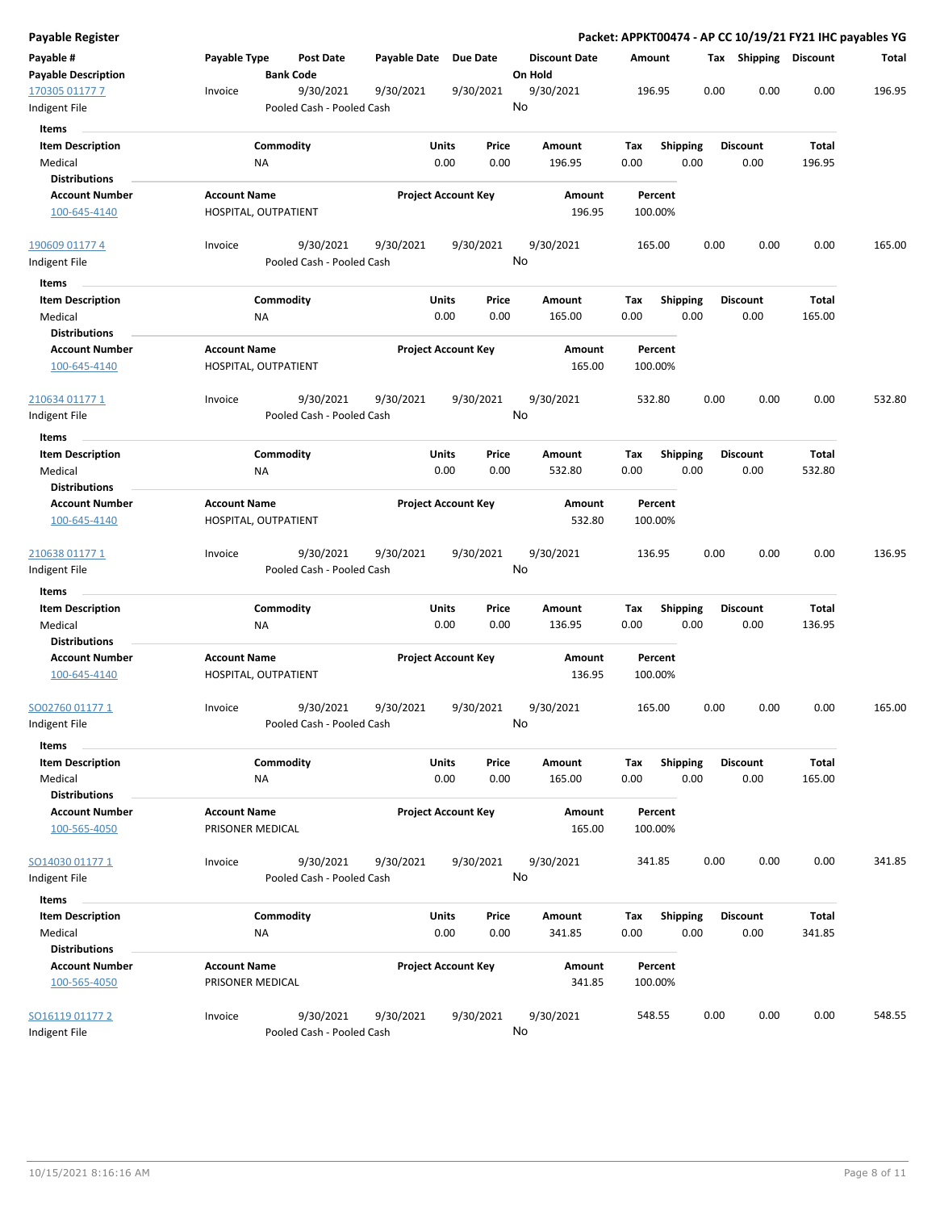**Payable Register** — **Packet: APPKT00474 - AP CC 10/19/21 FY21 IHC payables YG**

| Payable # | Payable Type | Post Date | Payable Date | Due Date | Discount Date | Amount | Tax | Shipping | Discount | Total |
|---|---|---|---|---|---|---|---|---|---|---|
| **Payable Description** | | **Bank Code** | | | **On Hold** | | | | | |

---

**170305 01177 7** | Invoice | 9/30/2021 | 9/30/2021 | 9/30/2021 | 9/30/2021 | 196.95 | 0.00 | 0.00 | 0.00 | 196.95

Indigent File | Pooled Cash - Pooled Cash | On Hold: No

**Items**

| Item Description | Commodity | Units | Price | Amount | Tax | Shipping | Discount | Total |
|---|---|---|---|---|---|---|---|---|
| Medical | NA | 0.00 | 0.00 | 196.95 | 0.00 | 0.00 | 0.00 | 196.95 |

**Distributions**

| Account Number | Account Name | Project Account Key | Amount | Percent |
|---|---|---|---|---|
| 100-645-4140 | HOSPITAL, OUTPATIENT | | 196.95 | 100.00% |

---

**190609 01177 4** | Invoice | 9/30/2021 | 9/30/2021 | 9/30/2021 | 9/30/2021 | 165.00 | 0.00 | 0.00 | 0.00 | 165.00

Indigent File | Pooled Cash - Pooled Cash | On Hold: No

**Items**

| Item Description | Commodity | Units | Price | Amount | Tax | Shipping | Discount | Total |
|---|---|---|---|---|---|---|---|---|
| Medical | NA | 0.00 | 0.00 | 165.00 | 0.00 | 0.00 | 0.00 | 165.00 |

**Distributions**

| Account Number | Account Name | Project Account Key | Amount | Percent |
|---|---|---|---|---|
| 100-645-4140 | HOSPITAL, OUTPATIENT | | 165.00 | 100.00% |

---

**210634 01177 1** | Invoice | 9/30/2021 | 9/30/2021 | 9/30/2021 | 9/30/2021 | 532.80 | 0.00 | 0.00 | 0.00 | 532.80

Indigent File | Pooled Cash - Pooled Cash | On Hold: No

**Items**

| Item Description | Commodity | Units | Price | Amount | Tax | Shipping | Discount | Total |
|---|---|---|---|---|---|---|---|---|
| Medical | NA | 0.00 | 0.00 | 532.80 | 0.00 | 0.00 | 0.00 | 532.80 |

**Distributions**

| Account Number | Account Name | Project Account Key | Amount | Percent |
|---|---|---|---|---|
| 100-645-4140 | HOSPITAL, OUTPATIENT | | 532.80 | 100.00% |

---

**210638 01177 1** | Invoice | 9/30/2021 | 9/30/2021 | 9/30/2021 | 9/30/2021 | 136.95 | 0.00 | 0.00 | 0.00 | 136.95

Indigent File | Pooled Cash - Pooled Cash | On Hold: No

**Items**

| Item Description | Commodity | Units | Price | Amount | Tax | Shipping | Discount | Total |
|---|---|---|---|---|---|---|---|---|
| Medical | NA | 0.00 | 0.00 | 136.95 | 0.00 | 0.00 | 0.00 | 136.95 |

**Distributions**

| Account Number | Account Name | Project Account Key | Amount | Percent |
|---|---|---|---|---|
| 100-645-4140 | HOSPITAL, OUTPATIENT | | 136.95 | 100.00% |

---

**SO02760 01177 1** | Invoice | 9/30/2021 | 9/30/2021 | 9/30/2021 | 9/30/2021 | 165.00 | 0.00 | 0.00 | 0.00 | 165.00

Indigent File | Pooled Cash - Pooled Cash | On Hold: No

**Items**

| Item Description | Commodity | Units | Price | Amount | Tax | Shipping | Discount | Total |
|---|---|---|---|---|---|---|---|---|
| Medical | NA | 0.00 | 0.00 | 165.00 | 0.00 | 0.00 | 0.00 | 165.00 |

**Distributions**

| Account Number | Account Name | Project Account Key | Amount | Percent |
|---|---|---|---|---|
| 100-565-4050 | PRISONER MEDICAL | | 165.00 | 100.00% |

---

**SO14030 01177 1** | Invoice | 9/30/2021 | 9/30/2021 | 9/30/2021 | 9/30/2021 | 341.85 | 0.00 | 0.00 | 0.00 | 341.85

Indigent File | Pooled Cash - Pooled Cash | On Hold: No

**Items**

| Item Description | Commodity | Units | Price | Amount | Tax | Shipping | Discount | Total |
|---|---|---|---|---|---|---|---|---|
| Medical | NA | 0.00 | 0.00 | 341.85 | 0.00 | 0.00 | 0.00 | 341.85 |

**Distributions**

| Account Number | Account Name | Project Account Key | Amount | Percent |
|---|---|---|---|---|
| 100-565-4050 | PRISONER MEDICAL | | 341.85 | 100.00% |

---

**SO16119 01177 2** | Invoice | 9/30/2021 | 9/30/2021 | 9/30/2021 | 9/30/2021 | 548.55 | 0.00 | 0.00 | 0.00 | 548.55

Indigent File | Pooled Cash - Pooled Cash | On Hold: No

10/15/2021 8:16:16 AM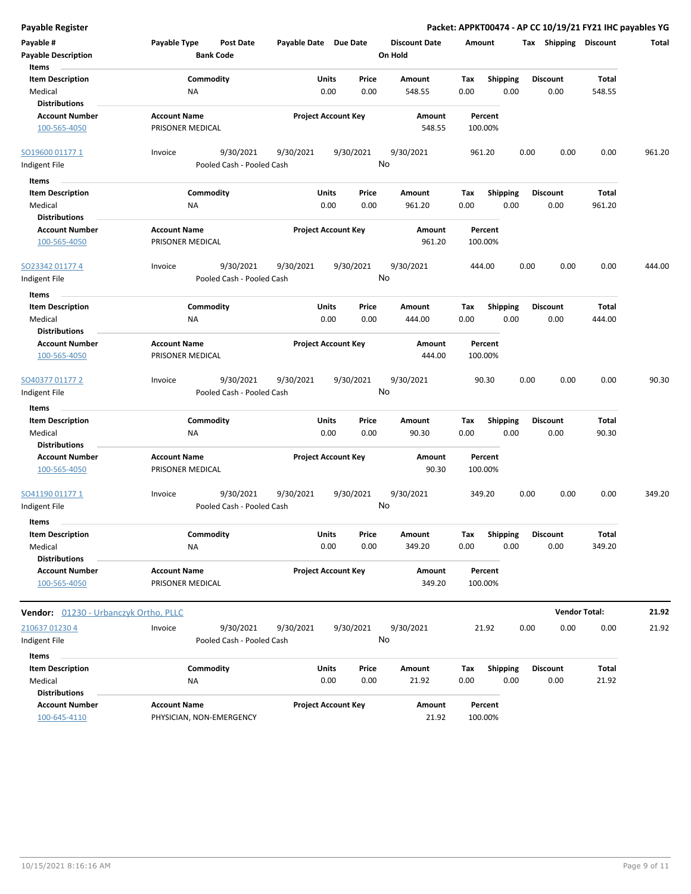**Payable Register** — **Packet: APPKT00474 - AP CC 10/19/21 FY21 IHC payables YG**

| Payable # | Payable Type | Post Date | Payable Date | Due Date | Discount Date | Amount | Tax | Shipping | Discount | Total |
|---|---|---|---|---|---|---|---|---|---|---|
| Payable Description | | Bank Code | | | On Hold | | | | | |

**Items**

| Item Description | Commodity | Units | Price | Amount | Tax | Shipping | Discount | Total |
|---|---|---|---|---|---|---|---|---|
| Medical | NA | 0.00 | 0.00 | 548.55 | 0.00 | 0.00 | 0.00 | 548.55 |

**Distributions**

| Account Number | Account Name | Project Account Key | Amount | Percent |
|---|---|---|---|---|
| 100-565-4050 | PRISONER MEDICAL | | 548.55 | 100.00% |

| Payable # | Payable Type | Post Date | Payable Date | Due Date | Discount Date | Amount | Tax | Shipping | Discount | Total |
|---|---|---|---|---|---|---|---|---|---|---|
| SO19600 01177 1 | Invoice | 9/30/2021 | 9/30/2021 | 9/30/2021 | 9/30/2021 | 961.20 | 0.00 | 0.00 | 0.00 | 961.20 |
| Indigent File | | Pooled Cash - Pooled Cash | | | No | | | | | |

**Items**

| Item Description | Commodity | Units | Price | Amount | Tax | Shipping | Discount | Total |
|---|---|---|---|---|---|---|---|---|
| Medical | NA | 0.00 | 0.00 | 961.20 | 0.00 | 0.00 | 0.00 | 961.20 |

**Distributions**

| Account Number | Account Name | Project Account Key | Amount | Percent |
|---|---|---|---|---|
| 100-565-4050 | PRISONER MEDICAL | | 961.20 | 100.00% |

| Payable # | Payable Type | Post Date | Payable Date | Due Date | Discount Date | Amount | Tax | Shipping | Discount | Total |
|---|---|---|---|---|---|---|---|---|---|---|
| SO23342 01177 4 | Invoice | 9/30/2021 | 9/30/2021 | 9/30/2021 | 9/30/2021 | 444.00 | 0.00 | 0.00 | 0.00 | 444.00 |
| Indigent File | | Pooled Cash - Pooled Cash | | | No | | | | | |

**Items**

| Item Description | Commodity | Units | Price | Amount | Tax | Shipping | Discount | Total |
|---|---|---|---|---|---|---|---|---|
| Medical | NA | 0.00 | 0.00 | 444.00 | 0.00 | 0.00 | 0.00 | 444.00 |

**Distributions**

| Account Number | Account Name | Project Account Key | Amount | Percent |
|---|---|---|---|---|
| 100-565-4050 | PRISONER MEDICAL | | 444.00 | 100.00% |

| Payable # | Payable Type | Post Date | Payable Date | Due Date | Discount Date | Amount | Tax | Shipping | Discount | Total |
|---|---|---|---|---|---|---|---|---|---|---|
| SO40377 01177 2 | Invoice | 9/30/2021 | 9/30/2021 | 9/30/2021 | 9/30/2021 | 90.30 | 0.00 | 0.00 | 0.00 | 90.30 |
| Indigent File | | Pooled Cash - Pooled Cash | | | No | | | | | |

**Items**

| Item Description | Commodity | Units | Price | Amount | Tax | Shipping | Discount | Total |
|---|---|---|---|---|---|---|---|---|
| Medical | NA | 0.00 | 0.00 | 90.30 | 0.00 | 0.00 | 0.00 | 90.30 |

**Distributions**

| Account Number | Account Name | Project Account Key | Amount | Percent |
|---|---|---|---|---|
| 100-565-4050 | PRISONER MEDICAL | | 90.30 | 100.00% |

| Payable # | Payable Type | Post Date | Payable Date | Due Date | Discount Date | Amount | Tax | Shipping | Discount | Total |
|---|---|---|---|---|---|---|---|---|---|---|
| SO41190 01177 1 | Invoice | 9/30/2021 | 9/30/2021 | 9/30/2021 | 9/30/2021 | 349.20 | 0.00 | 0.00 | 0.00 | 349.20 |
| Indigent File | | Pooled Cash - Pooled Cash | | | No | | | | | |

**Items**

| Item Description | Commodity | Units | Price | Amount | Tax | Shipping | Discount | Total |
|---|---|---|---|---|---|---|---|---|
| Medical | NA | 0.00 | 0.00 | 349.20 | 0.00 | 0.00 | 0.00 | 349.20 |

**Distributions**

| Account Number | Account Name | Project Account Key | Amount | Percent |
|---|---|---|---|---|
| 100-565-4050 | PRISONER MEDICAL | | 349.20 | 100.00% |

**Vendor:** 01230 - Urbanczyk Ortho, PLLC — **Vendor Total: 21.92**

| Payable # | Payable Type | Post Date | Payable Date | Due Date | Discount Date | Amount | Tax | Shipping | Discount | Total |
|---|---|---|---|---|---|---|---|---|---|---|
| 210637 01230 4 | Invoice | 9/30/2021 | 9/30/2021 | 9/30/2021 | 9/30/2021 | 21.92 | 0.00 | 0.00 | 0.00 | 21.92 |
| Indigent File | | Pooled Cash - Pooled Cash | | | No | | | | | |

**Items**

| Item Description | Commodity | Units | Price | Amount | Tax | Shipping | Discount | Total |
|---|---|---|---|---|---|---|---|---|
| Medical | NA | 0.00 | 0.00 | 21.92 | 0.00 | 0.00 | 0.00 | 21.92 |

**Distributions**

| Account Number | Account Name | Project Account Key | Amount | Percent |
|---|---|---|---|---|
| 100-645-4110 | PHYSICIAN, NON-EMERGENCY | | 21.92 | 100.00% |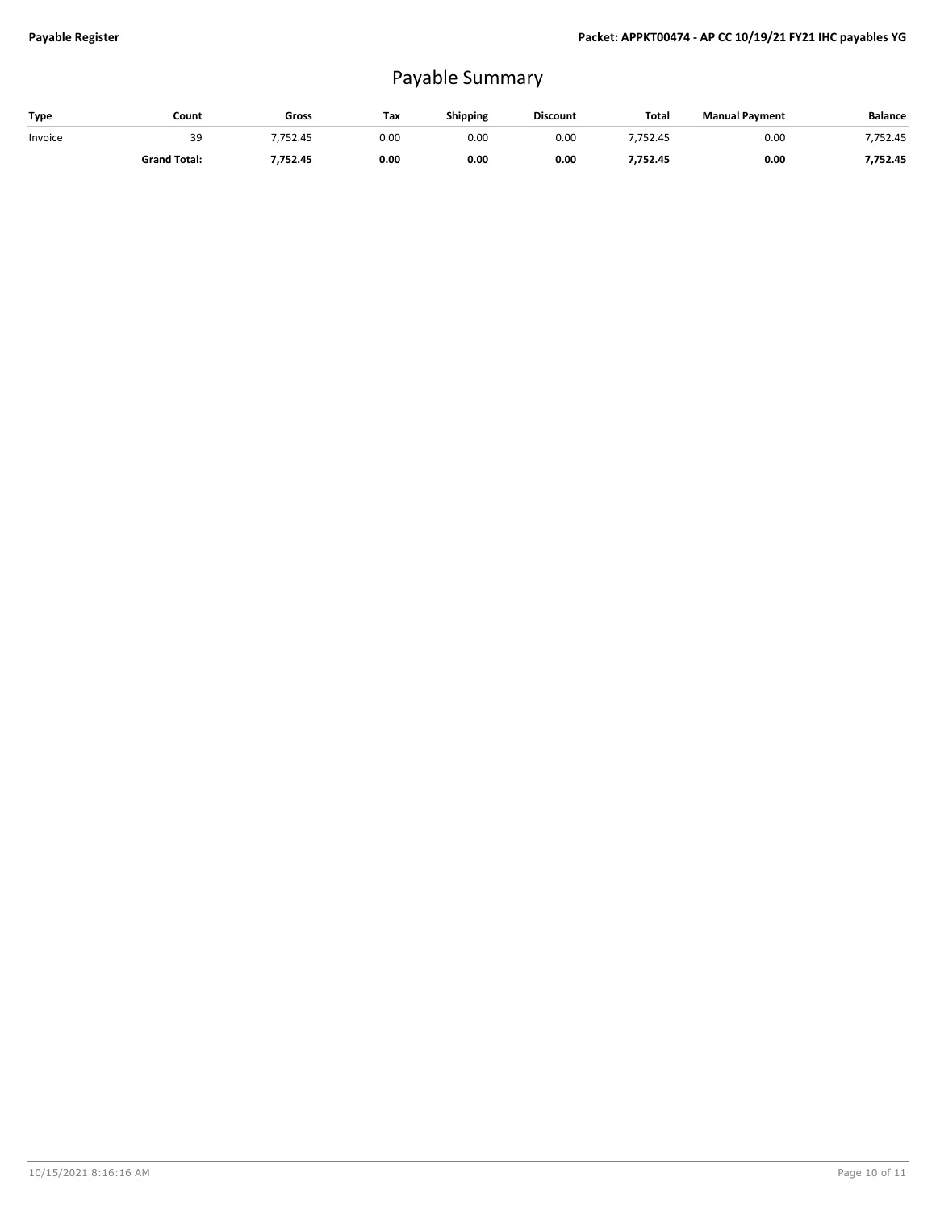# Payable Summary

| Type | Count | Gross | Tax | Shipping | Discount | Total | Manual Payment | Balance |
|---|---|---|---|---|---|---|---|---|
| Invoice | 39 | 7,752.45 | 0.00 | 0.00 | 0.00 | 7,752.45 | 0.00 | 7,752.45 |
| | **Grand Total:** | **7,752.45** | **0.00** | **0.00** | **0.00** | **7,752.45** | **0.00** | **7,752.45** |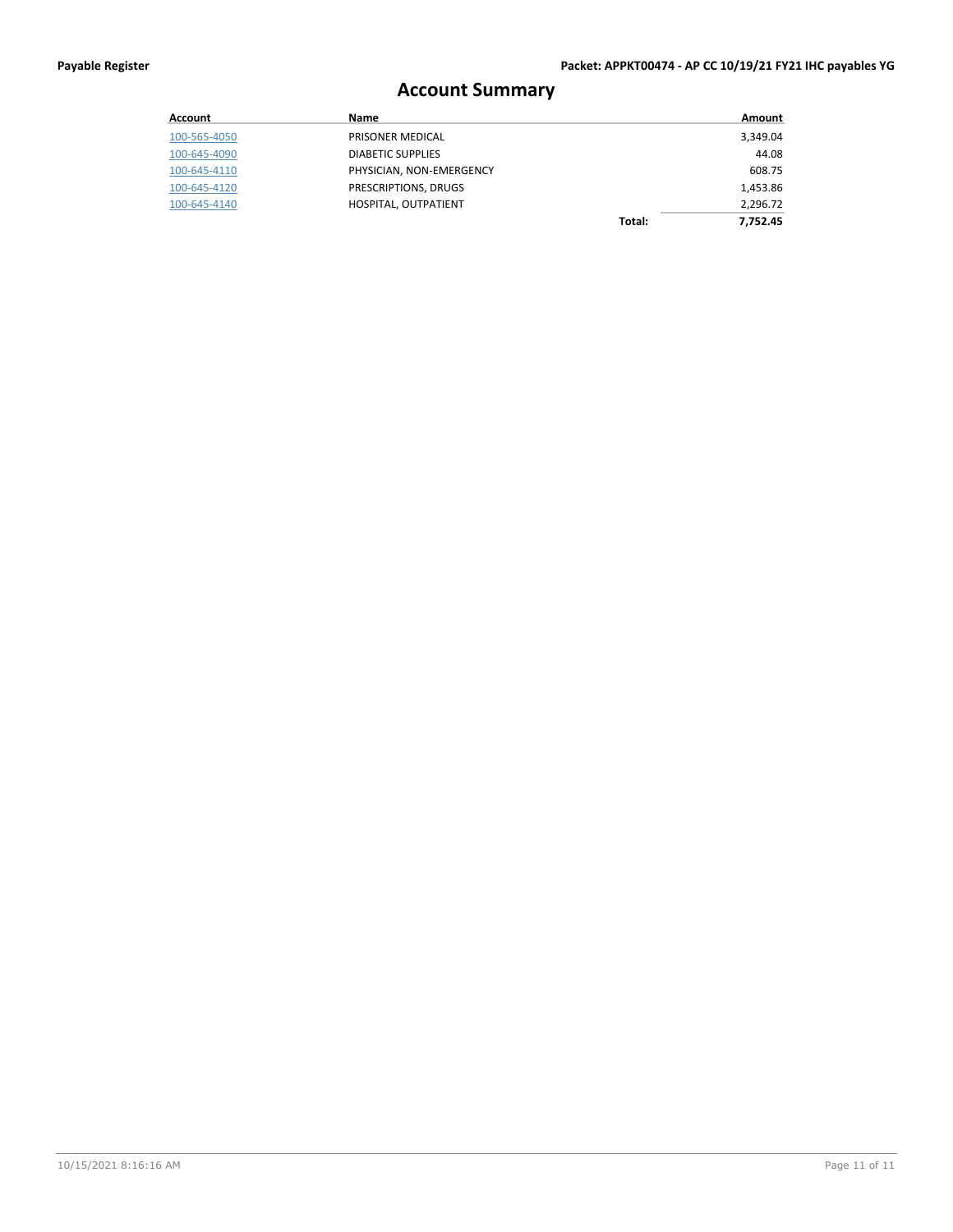# Account Summary

| Account | Name | | Amount |
|---|---|---|---|
| 100-565-4050 | PRISONER MEDICAL | | 3,349.04 |
| 100-645-4090 | DIABETIC SUPPLIES | | 44.08 |
| 100-645-4110 | PHYSICIAN, NON-EMERGENCY | | 608.75 |
| 100-645-4120 | PRESCRIPTIONS, DRUGS | | 1,453.86 |
| 100-645-4140 | HOSPITAL, OUTPATIENT | | 2,296.72 |
| | | **Total:** | **7,752.45** |